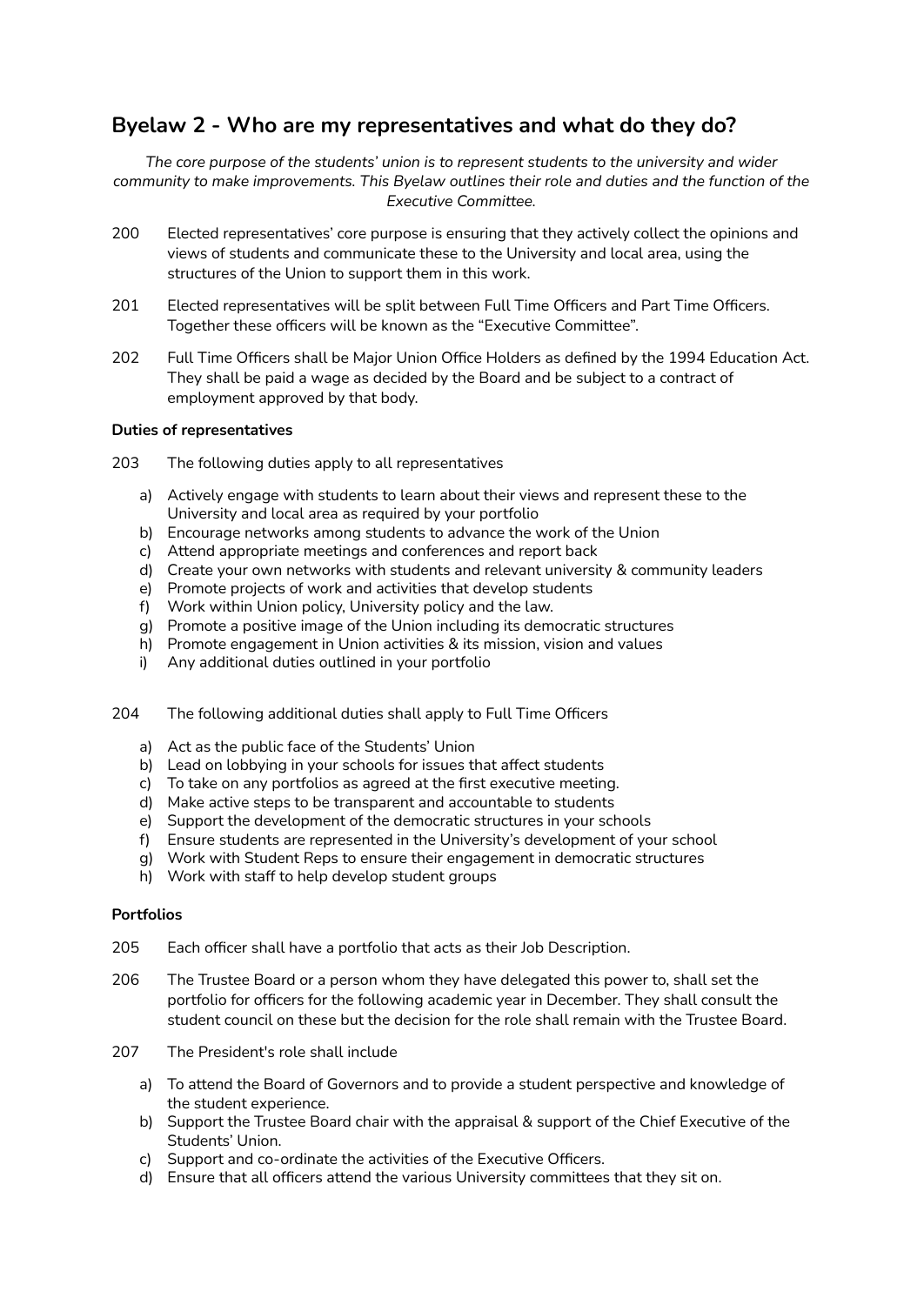## Byelaw 2 - Who are my representatives and what do they do?

*The core purpose of the students' union is to represent students to the university and wider community to make improvements. This Byelaw outlines their role and duties and the function of the Executive Committee.*

200 Elected representatives' core purpose is ensuring that they actively collect the opinions and views of students and communicate these to the University and local area, using the structures of the Union to support them in this work.

201 Elected representatives will be split between Full Time Officers and Part Time Officers. Together these officers will be known as the "Executive Committee".

202 Full Time Officers shall be Major Union Office Holders as defined by the 1994 Education Act. They shall be paid a wage as decided by the Board and be subject to a contract of employment approved by that body.

**Duties of representatives**

203 The following duties apply to all representatives

a) Actively engage with students to learn about their views and represent these to the University and local area as required by your portfolio
b) Encourage networks among students to advance the work of the Union
c) Attend appropriate meetings and conferences and report back
d) Create your own networks with students and relevant university & community leaders
e) Promote projects of work and activities that develop students
f) Work within Union policy, University policy and the law.
g) Promote a positive image of the Union including its democratic structures
h) Promote engagement in Union activities & its mission, vision and values
i) Any additional duties outlined in your portfolio

204 The following additional duties shall apply to Full Time Officers

a) Act as the public face of the Students' Union
b) Lead on lobbying in your schools for issues that affect students
c) To take on any portfolios as agreed at the first executive meeting.
d) Make active steps to be transparent and accountable to students
e) Support the development of the democratic structures in your schools
f) Ensure students are represented in the University's development of your school
g) Work with Student Reps to ensure their engagement in democratic structures
h) Work with staff to help develop student groups

**Portfolios**

205 Each officer shall have a portfolio that acts as their Job Description.

206 The Trustee Board or a person whom they have delegated this power to, shall set the portfolio for officers for the following academic year in December. They shall consult the student council on these but the decision for the role shall remain with the Trustee Board.

207 The President's role shall include

a) To attend the Board of Governors and to provide a student perspective and knowledge of the student experience.
b) Support the Trustee Board chair with the appraisal & support of the Chief Executive of the Students' Union.
c) Support and co-ordinate the activities of the Executive Officers.
d) Ensure that all officers attend the various University committees that they sit on.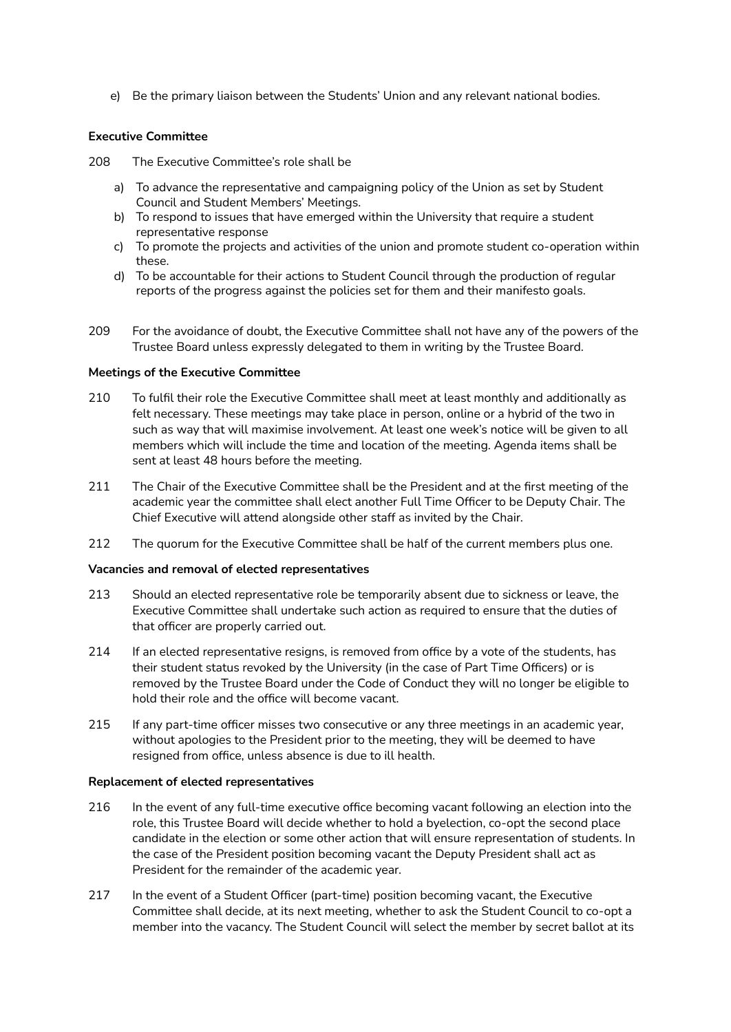e) Be the primary liaison between the Students' Union and any relevant national bodies.

**Executive Committee**

208 The Executive Committee's role shall be

a) To advance the representative and campaigning policy of the Union as set by Student Council and Student Members' Meetings.
b) To respond to issues that have emerged within the University that require a student representative response
c) To promote the projects and activities of the union and promote student co-operation within these.
d) To be accountable for their actions to Student Council through the production of regular reports of the progress against the policies set for them and their manifesto goals.

209 For the avoidance of doubt, the Executive Committee shall not have any of the powers of the Trustee Board unless expressly delegated to them in writing by the Trustee Board.

**Meetings of the Executive Committee**

210 To fulfil their role the Executive Committee shall meet at least monthly and additionally as felt necessary. These meetings may take place in person, online or a hybrid of the two in such as way that will maximise involvement. At least one week's notice will be given to all members which will include the time and location of the meeting. Agenda items shall be sent at least 48 hours before the meeting.

211 The Chair of the Executive Committee shall be the President and at the first meeting of the academic year the committee shall elect another Full Time Officer to be Deputy Chair. The Chief Executive will attend alongside other staff as invited by the Chair.

212 The quorum for the Executive Committee shall be half of the current members plus one.

**Vacancies and removal of elected representatives**

213 Should an elected representative role be temporarily absent due to sickness or leave, the Executive Committee shall undertake such action as required to ensure that the duties of that officer are properly carried out.

214 If an elected representative resigns, is removed from office by a vote of the students, has their student status revoked by the University (in the case of Part Time Officers) or is removed by the Trustee Board under the Code of Conduct they will no longer be eligible to hold their role and the office will become vacant.

215 If any part-time officer misses two consecutive or any three meetings in an academic year, without apologies to the President prior to the meeting, they will be deemed to have resigned from office, unless absence is due to ill health.

**Replacement of elected representatives**

216 In the event of any full-time executive office becoming vacant following an election into the role, this Trustee Board will decide whether to hold a byelection, co-opt the second place candidate in the election or some other action that will ensure representation of students. In the case of the President position becoming vacant the Deputy President shall act as President for the remainder of the academic year.

217 In the event of a Student Officer (part-time) position becoming vacant, the Executive Committee shall decide, at its next meeting, whether to ask the Student Council to co-opt a member into the vacancy. The Student Council will select the member by secret ballot at its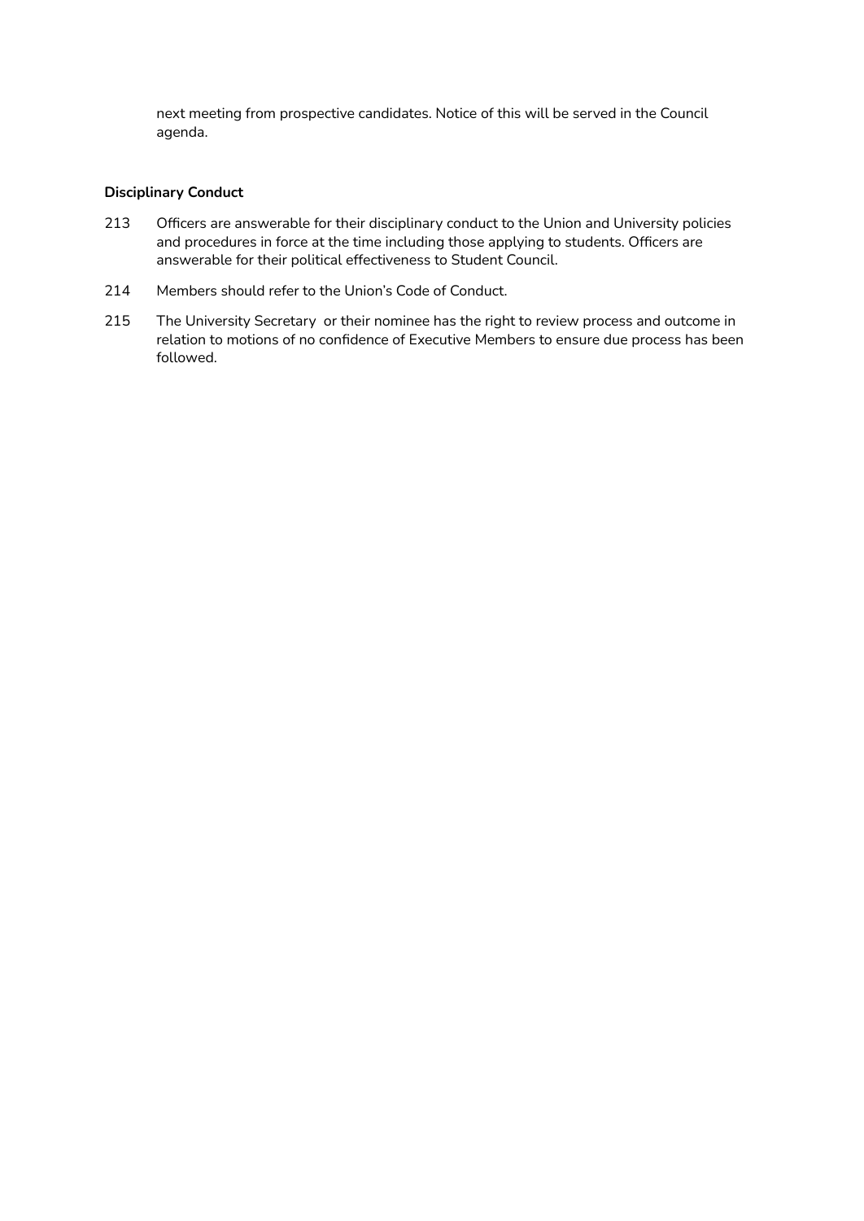next meeting from prospective candidates. Notice of this will be served in the Council agenda.

**Disciplinary Conduct**

213 Officers are answerable for their disciplinary conduct to the Union and University policies and procedures in force at the time including those applying to students. Officers are answerable for their political effectiveness to Student Council.

214 Members should refer to the Union's Code of Conduct.

215 The University Secretary or their nominee has the right to review process and outcome in relation to motions of no confidence of Executive Members to ensure due process has been followed.